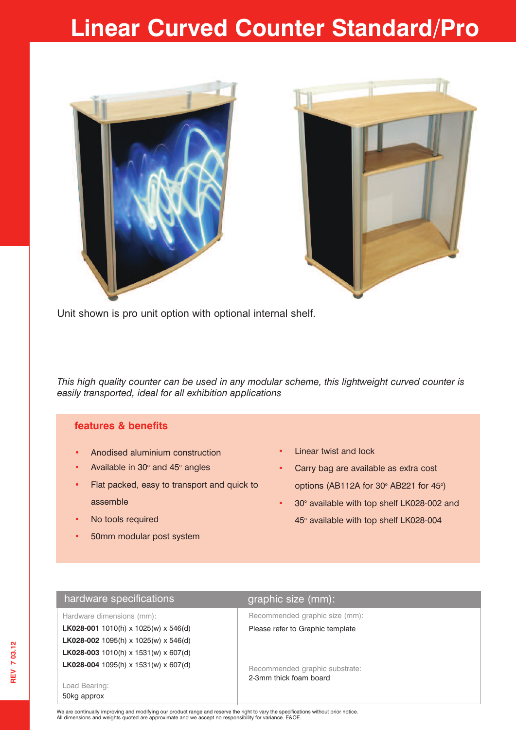# Linear Curved Counter Standard/Pro

Unit shown is pro unit option with optional internal shelf.

*This high quality counter can be used in any modular scheme, this lightweight curved counter is easily transported, ideal for all exhibition applications*

## features & benefits

- Anodised aluminium construction
- Available in 30° and 45° angles
- Flat packed, easy to transport and quick to assemble
- No tools required
- 50mm modular post system
- Linear twist and lock
- Carry bag are available as extra cost options (AB112A for 30° AB221 for 45°)
- 30° available with top shelf LK028-002 and 45° available with top shelf LK028-004

| hardware specifications | graphic size (mm): |
|---|---|
| Hardware dimensions (mm):<br>**LK028-001** 1010(h) x 1025(w) x 546(d)<br>**LK028-002** 1095(h) x 1025(w) x 546(d)<br>**LK028-003** 1010(h) x 1531(w) x 607(d)<br>**LK028-004** 1095(h) x 1531(w) x 607(d)<br><br>Load Bearing:<br>50kg approx | Recommended graphic size (mm):<br>Please refer to Graphic template<br><br>Recommended graphic substrate:<br>2-3mm thick foam board |

We are continually improving and modifying our product range and reserve the right to vary the specifications without prior notice.
All dimensions and weights quoted are approximate and we accept no responsibility for variance. E&OE.

REV 7 03.12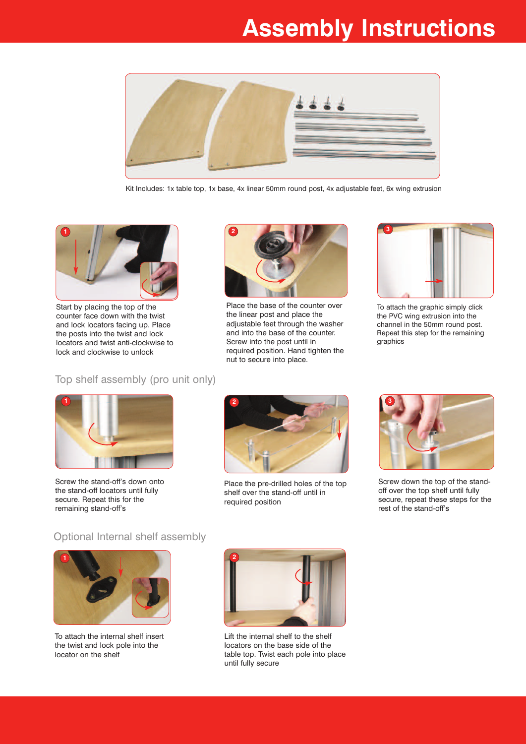# Assembly Instructions

Kit Includes: 1x table top, 1x base, 4x linear 50mm round post, 4x adjustable feet, 6x wing extrusion

1. Start by placing the top of the counter face down with the twist and lock locators facing up. Place the posts into the twist and lock locators and twist anti-clockwise to lock and clockwise to unlock

2. Place the base of the counter over the linear post and place the adjustable feet through the washer and into the base of the counter. Screw into the post until in required position. Hand tighten the nut to secure into place.

3. To attach the graphic simply click the PVC wing extrusion into the channel in the 50mm round post. Repeat this step for the remaining graphics

## Top shelf assembly (pro unit only)

1. Screw the stand-off's down onto the stand-off locators until fully secure. Repeat this for the remaining stand-off's

2. Place the pre-drilled holes of the top shelf over the stand-off until in required position

3. Screw down the top of the stand-off over the top shelf until fully secure, repeat these steps for the rest of the stand-off's

## Optional Internal shelf assembly

1. To attach the internal shelf insert the twist and lock pole into the locator on the shelf

2. Lift the internal shelf to the shelf locators on the base side of the table top. Twist each pole into place until fully secure